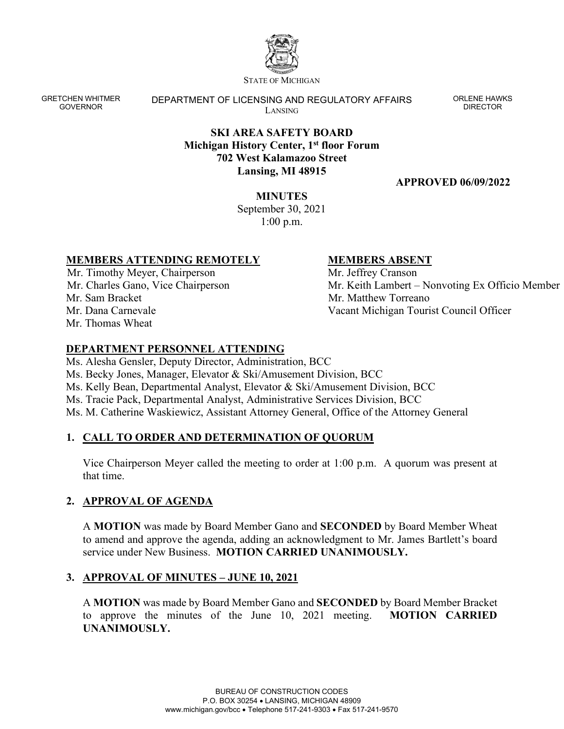STATE OF MICHIGAN

GRETCHEN WHITMER
GOVERNOR

DEPARTMENT OF LICENSING AND REGULATORY AFFAIRS
LANSING

ORLENE HAWKS
DIRECTOR

**SKI AREA SAFETY BOARD**
**Michigan History Center, 1st floor Forum**
**702 West Kalamazoo Street**
**Lansing, MI 48915**

**APPROVED 06/09/2022**

**MINUTES**
September 30, 2021
1:00 p.m.

**MEMBERS ATTENDING REMOTELY**

Mr. Timothy Meyer, Chairperson
Mr. Charles Gano, Vice Chairperson
Mr. Sam Bracket
Mr. Dana Carnevale
Mr. Thomas Wheat

**MEMBERS ABSENT**

Mr. Jeffrey Cranson
Mr. Keith Lambert – Nonvoting Ex Officio Member
Mr. Matthew Torreano
Vacant Michigan Tourist Council Officer

**DEPARTMENT PERSONNEL ATTENDING**

Ms. Alesha Gensler, Deputy Director, Administration, BCC
Ms. Becky Jones, Manager, Elevator & Ski/Amusement Division, BCC
Ms. Kelly Bean, Departmental Analyst, Elevator & Ski/Amusement Division, BCC
Ms. Tracie Pack, Departmental Analyst, Administrative Services Division, BCC
Ms. M. Catherine Waskiewicz, Assistant Attorney General, Office of the Attorney General

## 1. CALL TO ORDER AND DETERMINATION OF QUORUM

Vice Chairperson Meyer called the meeting to order at 1:00 p.m. A quorum was present at that time.

## 2. APPROVAL OF AGENDA

A **MOTION** was made by Board Member Gano and **SECONDED** by Board Member Wheat to amend and approve the agenda, adding an acknowledgment to Mr. James Bartlett's board service under New Business. **MOTION CARRIED UNANIMOUSLY.**

## 3. APPROVAL OF MINUTES – JUNE 10, 2021

A **MOTION** was made by Board Member Gano and **SECONDED** by Board Member Bracket to approve the minutes of the June 10, 2021 meeting. **MOTION CARRIED UNANIMOUSLY.**

BUREAU OF CONSTRUCTION CODES
P.O. BOX 30254 • LANSING, MICHIGAN 48909
www.michigan.gov/bcc • Telephone 517-241-9303 • Fax 517-241-9570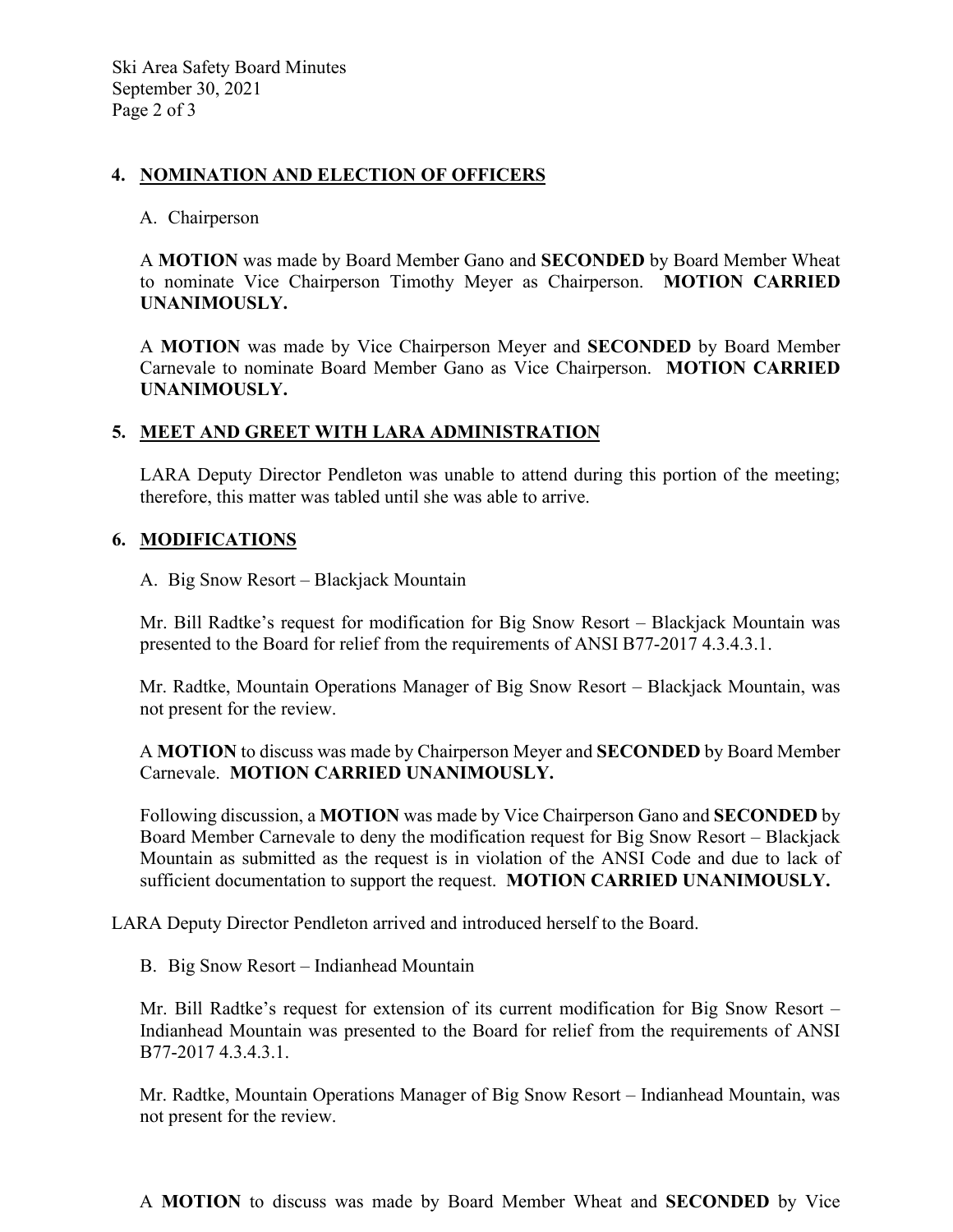## 4. NOMINATION AND ELECTION OF OFFICERS

A. Chairperson

A **MOTION** was made by Board Member Gano and **SECONDED** by Board Member Wheat to nominate Vice Chairperson Timothy Meyer as Chairperson. **MOTION CARRIED UNANIMOUSLY.**

A **MOTION** was made by Vice Chairperson Meyer and **SECONDED** by Board Member Carnevale to nominate Board Member Gano as Vice Chairperson. **MOTION CARRIED UNANIMOUSLY.**

## 5. MEET AND GREET WITH LARA ADMINISTRATION

LARA Deputy Director Pendleton was unable to attend during this portion of the meeting; therefore, this matter was tabled until she was able to arrive.

## 6. MODIFICATIONS

A. Big Snow Resort – Blackjack Mountain

Mr. Bill Radtke's request for modification for Big Snow Resort – Blackjack Mountain was presented to the Board for relief from the requirements of ANSI B77-2017 4.3.4.3.1.

Mr. Radtke, Mountain Operations Manager of Big Snow Resort – Blackjack Mountain, was not present for the review.

A **MOTION** to discuss was made by Chairperson Meyer and **SECONDED** by Board Member Carnevale. **MOTION CARRIED UNANIMOUSLY.**

Following discussion, a **MOTION** was made by Vice Chairperson Gano and **SECONDED** by Board Member Carnevale to deny the modification request for Big Snow Resort – Blackjack Mountain as submitted as the request is in violation of the ANSI Code and due to lack of sufficient documentation to support the request. **MOTION CARRIED UNANIMOUSLY.**

LARA Deputy Director Pendleton arrived and introduced herself to the Board.

B. Big Snow Resort – Indianhead Mountain

Mr. Bill Radtke's request for extension of its current modification for Big Snow Resort – Indianhead Mountain was presented to the Board for relief from the requirements of ANSI B77-2017 4.3.4.3.1.

Mr. Radtke, Mountain Operations Manager of Big Snow Resort – Indianhead Mountain, was not present for the review.

A **MOTION** to discuss was made by Board Member Wheat and **SECONDED** by Vice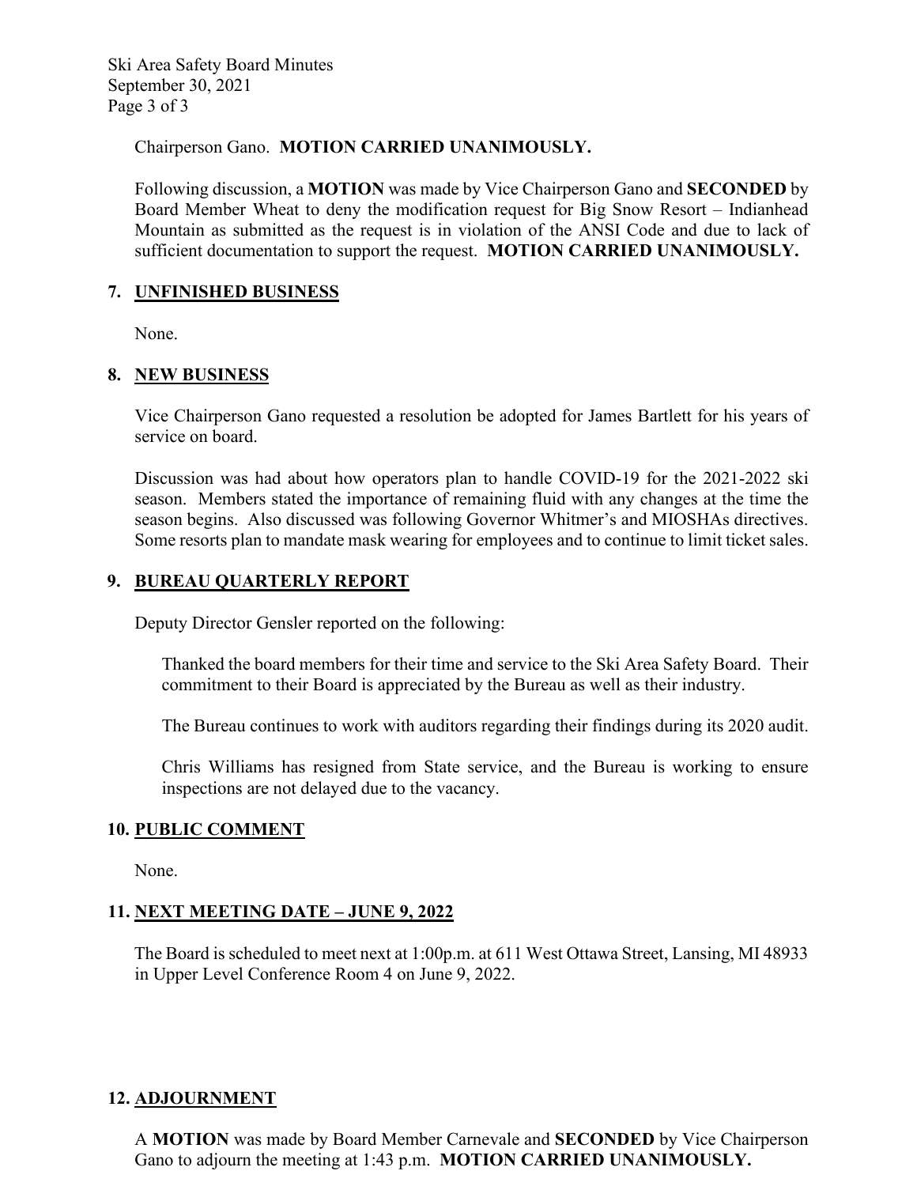Chairperson Gano. **MOTION CARRIED UNANIMOUSLY.**

Following discussion, a **MOTION** was made by Vice Chairperson Gano and **SECONDED** by Board Member Wheat to deny the modification request for Big Snow Resort – Indianhead Mountain as submitted as the request is in violation of the ANSI Code and due to lack of sufficient documentation to support the request. **MOTION CARRIED UNANIMOUSLY.**

## 7. UNFINISHED BUSINESS

None.

## 8. NEW BUSINESS

Vice Chairperson Gano requested a resolution be adopted for James Bartlett for his years of service on board.

Discussion was had about how operators plan to handle COVID-19 for the 2021-2022 ski season. Members stated the importance of remaining fluid with any changes at the time the season begins. Also discussed was following Governor Whitmer's and MIOSHAs directives. Some resorts plan to mandate mask wearing for employees and to continue to limit ticket sales.

## 9. BUREAU QUARTERLY REPORT

Deputy Director Gensler reported on the following:

Thanked the board members for their time and service to the Ski Area Safety Board. Their commitment to their Board is appreciated by the Bureau as well as their industry.

The Bureau continues to work with auditors regarding their findings during its 2020 audit.

Chris Williams has resigned from State service, and the Bureau is working to ensure inspections are not delayed due to the vacancy.

## 10. PUBLIC COMMENT

None.

## 11. NEXT MEETING DATE – JUNE 9, 2022

The Board is scheduled to meet next at 1:00p.m. at 611 West Ottawa Street, Lansing, MI 48933 in Upper Level Conference Room 4 on June 9, 2022.

## 12. ADJOURNMENT

A **MOTION** was made by Board Member Carnevale and **SECONDED** by Vice Chairperson Gano to adjourn the meeting at 1:43 p.m. **MOTION CARRIED UNANIMOUSLY.**